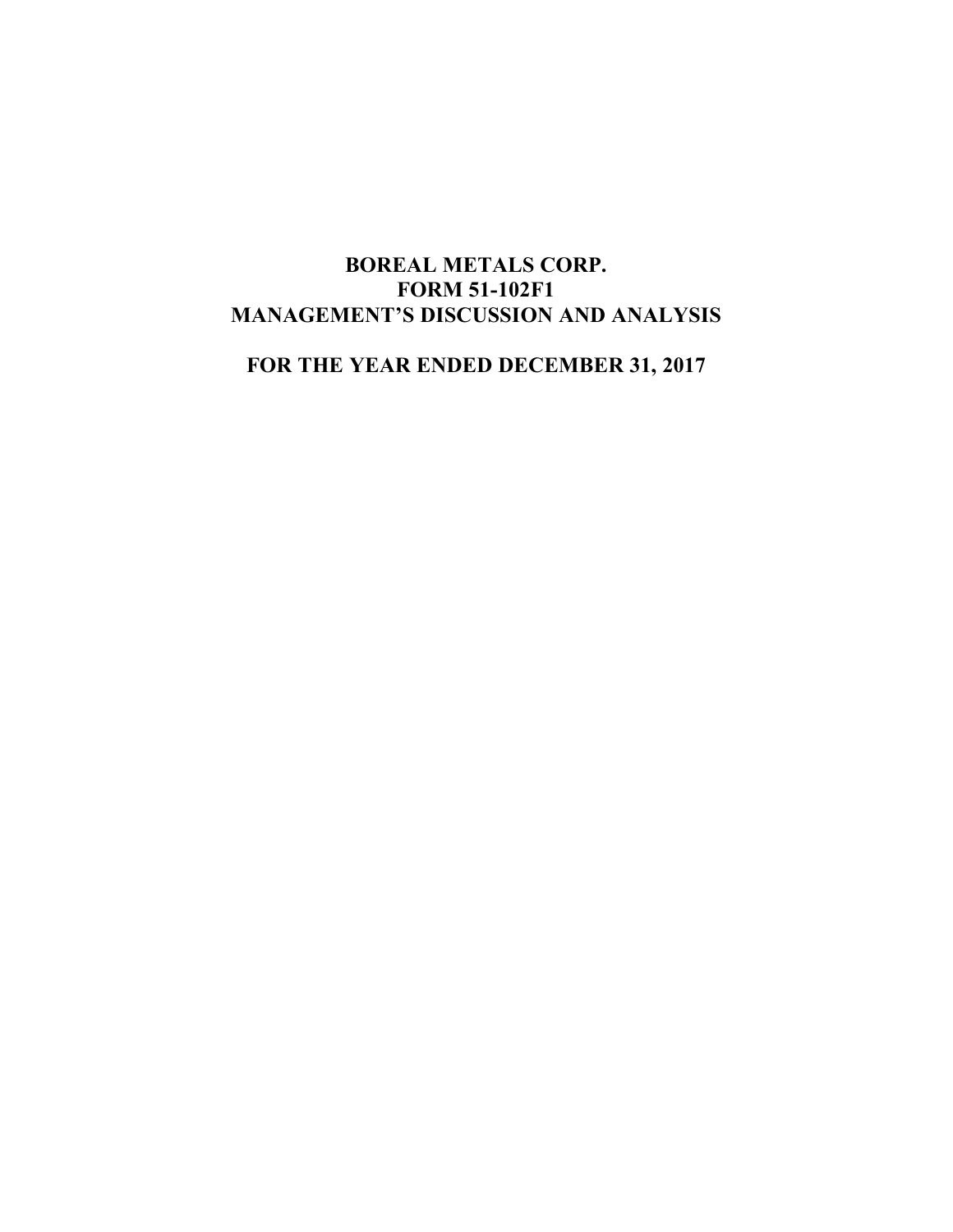# BOREAL METALS CORP.
# FORM 51-102F1
# MANAGEMENT'S DISCUSSION AND ANALYSIS

## FOR THE YEAR ENDED DECEMBER 31, 2017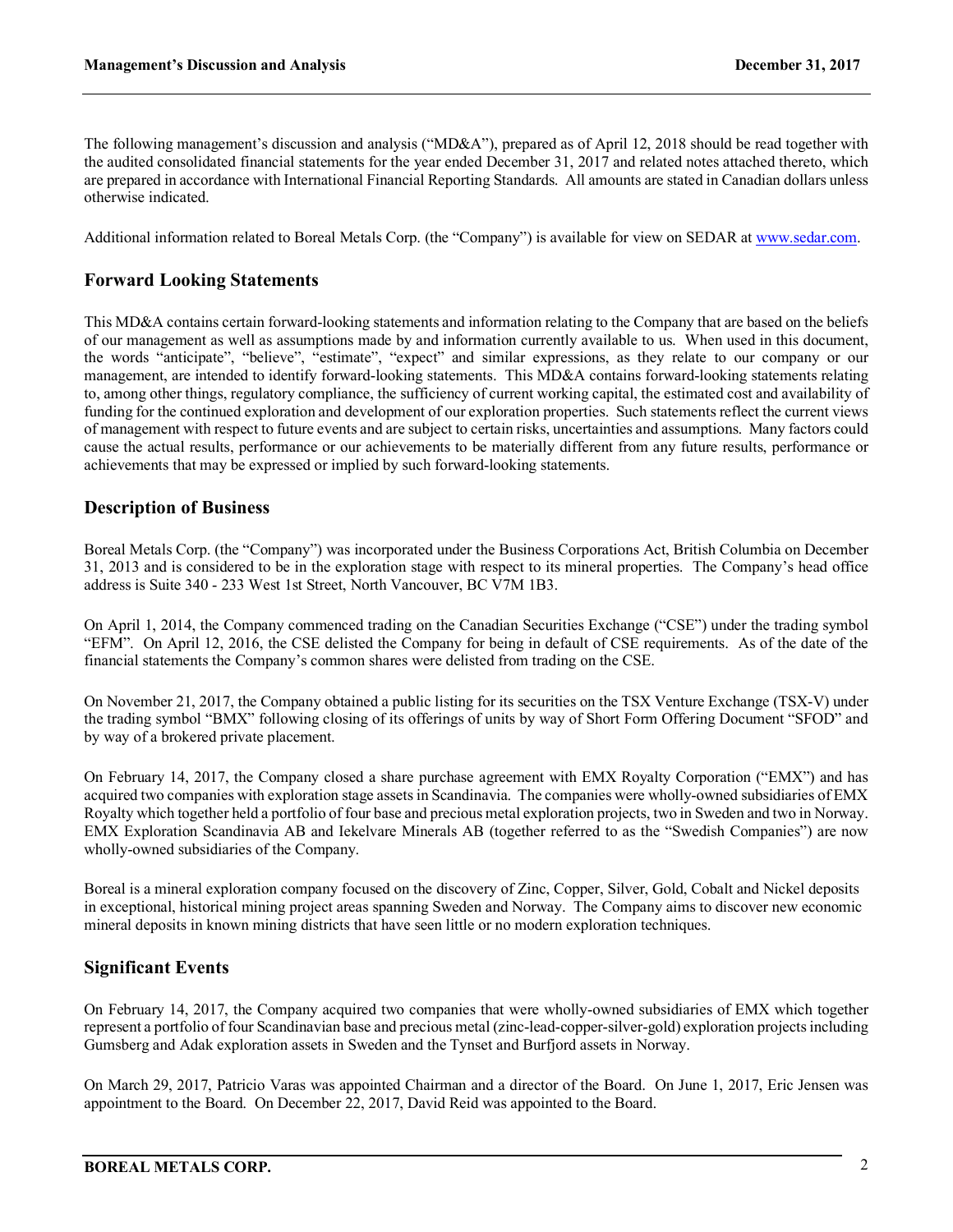The following management's discussion and analysis ("MD&A"), prepared as of April 12, 2018 should be read together with the audited consolidated financial statements for the year ended December 31, 2017 and related notes attached thereto, which are prepared in accordance with International Financial Reporting Standards. All amounts are stated in Canadian dollars unless otherwise indicated.

Additional information related to Boreal Metals Corp. (the "Company") is available for view on SEDAR at www.sedar.com.

## Forward Looking Statements

This MD&A contains certain forward-looking statements and information relating to the Company that are based on the beliefs of our management as well as assumptions made by and information currently available to us. When used in this document, the words "anticipate", "believe", "estimate", "expect" and similar expressions, as they relate to our company or our management, are intended to identify forward-looking statements. This MD&A contains forward-looking statements relating to, among other things, regulatory compliance, the sufficiency of current working capital, the estimated cost and availability of funding for the continued exploration and development of our exploration properties. Such statements reflect the current views of management with respect to future events and are subject to certain risks, uncertainties and assumptions. Many factors could cause the actual results, performance or our achievements to be materially different from any future results, performance or achievements that may be expressed or implied by such forward-looking statements.

## Description of Business

Boreal Metals Corp. (the "Company") was incorporated under the Business Corporations Act, British Columbia on December 31, 2013 and is considered to be in the exploration stage with respect to its mineral properties. The Company's head office address is Suite 340 - 233 West 1st Street, North Vancouver, BC V7M 1B3.

On April 1, 2014, the Company commenced trading on the Canadian Securities Exchange ("CSE") under the trading symbol "EFM". On April 12, 2016, the CSE delisted the Company for being in default of CSE requirements. As of the date of the financial statements the Company's common shares were delisted from trading on the CSE.

On November 21, 2017, the Company obtained a public listing for its securities on the TSX Venture Exchange (TSX-V) under the trading symbol "BMX" following closing of its offerings of units by way of Short Form Offering Document "SFOD" and by way of a brokered private placement.

On February 14, 2017, the Company closed a share purchase agreement with EMX Royalty Corporation ("EMX") and has acquired two companies with exploration stage assets in Scandinavia. The companies were wholly-owned subsidiaries of EMX Royalty which together held a portfolio of four base and precious metal exploration projects, two in Sweden and two in Norway. EMX Exploration Scandinavia AB and Iekelvare Minerals AB (together referred to as the "Swedish Companies") are now wholly-owned subsidiaries of the Company.

Boreal is a mineral exploration company focused on the discovery of Zinc, Copper, Silver, Gold, Cobalt and Nickel deposits in exceptional, historical mining project areas spanning Sweden and Norway. The Company aims to discover new economic mineral deposits in known mining districts that have seen little or no modern exploration techniques.

## Significant Events

On February 14, 2017, the Company acquired two companies that were wholly-owned subsidiaries of EMX which together represent a portfolio of four Scandinavian base and precious metal (zinc-lead-copper-silver-gold) exploration projects including Gumsberg and Adak exploration assets in Sweden and the Tynset and Burfjord assets in Norway.

On March 29, 2017, Patricio Varas was appointed Chairman and a director of the Board. On June 1, 2017, Eric Jensen was appointment to the Board. On December 22, 2017, David Reid was appointed to the Board.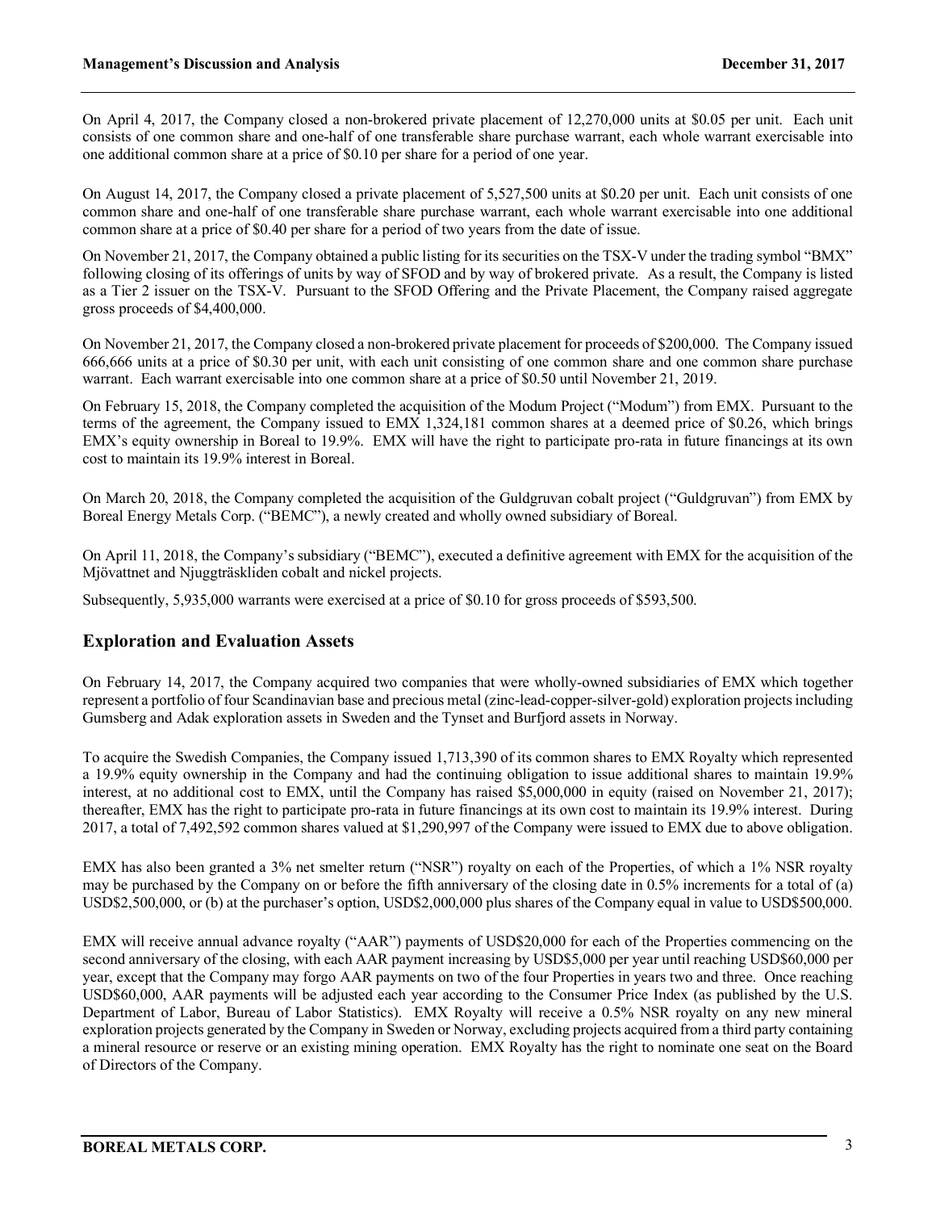On April 4, 2017, the Company closed a non-brokered private placement of 12,270,000 units at $0.05 per unit. Each unit consists of one common share and one-half of one transferable share purchase warrant, each whole warrant exercisable into one additional common share at a price of $0.10 per share for a period of one year.

On August 14, 2017, the Company closed a private placement of 5,527,500 units at $0.20 per unit. Each unit consists of one common share and one-half of one transferable share purchase warrant, each whole warrant exercisable into one additional common share at a price of $0.40 per share for a period of two years from the date of issue.

On November 21, 2017, the Company obtained a public listing for its securities on the TSX-V under the trading symbol "BMX" following closing of its offerings of units by way of SFOD and by way of brokered private. As a result, the Company is listed as a Tier 2 issuer on the TSX-V. Pursuant to the SFOD Offering and the Private Placement, the Company raised aggregate gross proceeds of $4,400,000.

On November 21, 2017, the Company closed a non-brokered private placement for proceeds of $200,000. The Company issued 666,666 units at a price of $0.30 per unit, with each unit consisting of one common share and one common share purchase warrant. Each warrant exercisable into one common share at a price of $0.50 until November 21, 2019.

On February 15, 2018, the Company completed the acquisition of the Modum Project ("Modum") from EMX. Pursuant to the terms of the agreement, the Company issued to EMX 1,324,181 common shares at a deemed price of $0.26, which brings EMX's equity ownership in Boreal to 19.9%. EMX will have the right to participate pro-rata in future financings at its own cost to maintain its 19.9% interest in Boreal.

On March 20, 2018, the Company completed the acquisition of the Guldgruvan cobalt project ("Guldgruvan") from EMX by Boreal Energy Metals Corp. ("BEMC"), a newly created and wholly owned subsidiary of Boreal.

On April 11, 2018, the Company's subsidiary ("BEMC"), executed a definitive agreement with EMX for the acquisition of the Mjövattnet and Njuggträskliden cobalt and nickel projects.

Subsequently, 5,935,000 warrants were exercised at a price of $0.10 for gross proceeds of $593,500.

## Exploration and Evaluation Assets

On February 14, 2017, the Company acquired two companies that were wholly-owned subsidiaries of EMX which together represent a portfolio of four Scandinavian base and precious metal (zinc-lead-copper-silver-gold) exploration projects including Gumsberg and Adak exploration assets in Sweden and the Tynset and Burfjord assets in Norway.

To acquire the Swedish Companies, the Company issued 1,713,390 of its common shares to EMX Royalty which represented a 19.9% equity ownership in the Company and had the continuing obligation to issue additional shares to maintain 19.9% interest, at no additional cost to EMX, until the Company has raised $5,000,000 in equity (raised on November 21, 2017); thereafter, EMX has the right to participate pro-rata in future financings at its own cost to maintain its 19.9% interest. During 2017, a total of 7,492,592 common shares valued at $1,290,997 of the Company were issued to EMX due to above obligation.

EMX has also been granted a 3% net smelter return ("NSR") royalty on each of the Properties, of which a 1% NSR royalty may be purchased by the Company on or before the fifth anniversary of the closing date in 0.5% increments for a total of (a) USD$2,500,000, or (b) at the purchaser's option, USD$2,000,000 plus shares of the Company equal in value to USD$500,000.

EMX will receive annual advance royalty ("AAR") payments of USD$20,000 for each of the Properties commencing on the second anniversary of the closing, with each AAR payment increasing by USD$5,000 per year until reaching USD$60,000 per year, except that the Company may forgo AAR payments on two of the four Properties in years two and three. Once reaching USD$60,000, AAR payments will be adjusted each year according to the Consumer Price Index (as published by the U.S. Department of Labor, Bureau of Labor Statistics). EMX Royalty will receive a 0.5% NSR royalty on any new mineral exploration projects generated by the Company in Sweden or Norway, excluding projects acquired from a third party containing a mineral resource or reserve or an existing mining operation. EMX Royalty has the right to nominate one seat on the Board of Directors of the Company.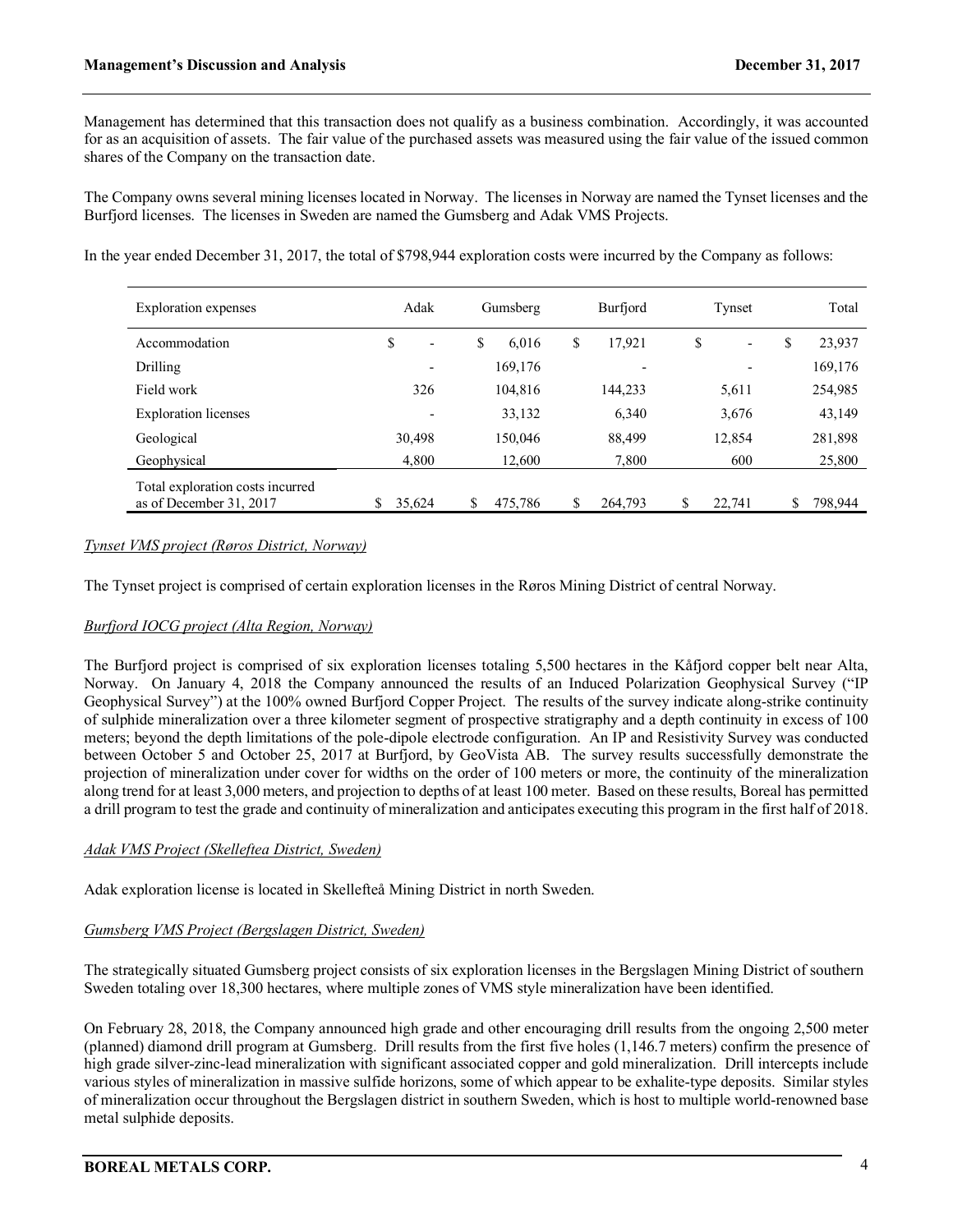Management has determined that this transaction does not qualify as a business combination. Accordingly, it was accounted for as an acquisition of assets. The fair value of the purchased assets was measured using the fair value of the issued common shares of the Company on the transaction date.

The Company owns several mining licenses located in Norway. The licenses in Norway are named the Tynset licenses and the Burfjord licenses. The licenses in Sweden are named the Gumsberg and Adak VMS Projects.

In the year ended December 31, 2017, the total of $798,944 exploration costs were incurred by the Company as follows:

| Exploration expenses | Adak | Gumsberg | Burfjord | Tynset | Total |
|---|---|---|---|---|---|
| Accommodation | $ - | $ 6,016 | $ 17,921 | $ - | $ 23,937 |
| Drilling | - | 169,176 | - | - | 169,176 |
| Field work | 326 | 104,816 | 144,233 | 5,611 | 254,985 |
| Exploration licenses | - | 33,132 | 6,340 | 3,676 | 43,149 |
| Geological | 30,498 | 150,046 | 88,499 | 12,854 | 281,898 |
| Geophysical | 4,800 | 12,600 | 7,800 | 600 | 25,800 |
| Total exploration costs incurred as of December 31, 2017 | $ 35,624 | $ 475,786 | $ 264,793 | $ 22,741 | $ 798,944 |

*Tynset VMS project (Røros District, Norway)*

The Tynset project is comprised of certain exploration licenses in the Røros Mining District of central Norway.

*Burfjord IOCG project (Alta Region, Norway)*

The Burfjord project is comprised of six exploration licenses totaling 5,500 hectares in the Kåfjord copper belt near Alta, Norway. On January 4, 2018 the Company announced the results of an Induced Polarization Geophysical Survey ("IP Geophysical Survey") at the 100% owned Burfjord Copper Project. The results of the survey indicate along-strike continuity of sulphide mineralization over a three kilometer segment of prospective stratigraphy and a depth continuity in excess of 100 meters; beyond the depth limitations of the pole-dipole electrode configuration. An IP and Resistivity Survey was conducted between October 5 and October 25, 2017 at Burfjord, by GeoVista AB. The survey results successfully demonstrate the projection of mineralization under cover for widths on the order of 100 meters or more, the continuity of the mineralization along trend for at least 3,000 meters, and projection to depths of at least 100 meter. Based on these results, Boreal has permitted a drill program to test the grade and continuity of mineralization and anticipates executing this program in the first half of 2018.

*Adak VMS Project (Skelleftea District, Sweden)*

Adak exploration license is located in Skellefteå Mining District in north Sweden.

*Gumsberg VMS Project (Bergslagen District, Sweden)*

The strategically situated Gumsberg project consists of six exploration licenses in the Bergslagen Mining District of southern Sweden totaling over 18,300 hectares, where multiple zones of VMS style mineralization have been identified.

On February 28, 2018, the Company announced high grade and other encouraging drill results from the ongoing 2,500 meter (planned) diamond drill program at Gumsberg. Drill results from the first five holes (1,146.7 meters) confirm the presence of high grade silver-zinc-lead mineralization with significant associated copper and gold mineralization. Drill intercepts include various styles of mineralization in massive sulfide horizons, some of which appear to be exhalite-type deposits. Similar styles of mineralization occur throughout the Bergslagen district in southern Sweden, which is host to multiple world-renowned base metal sulphide deposits.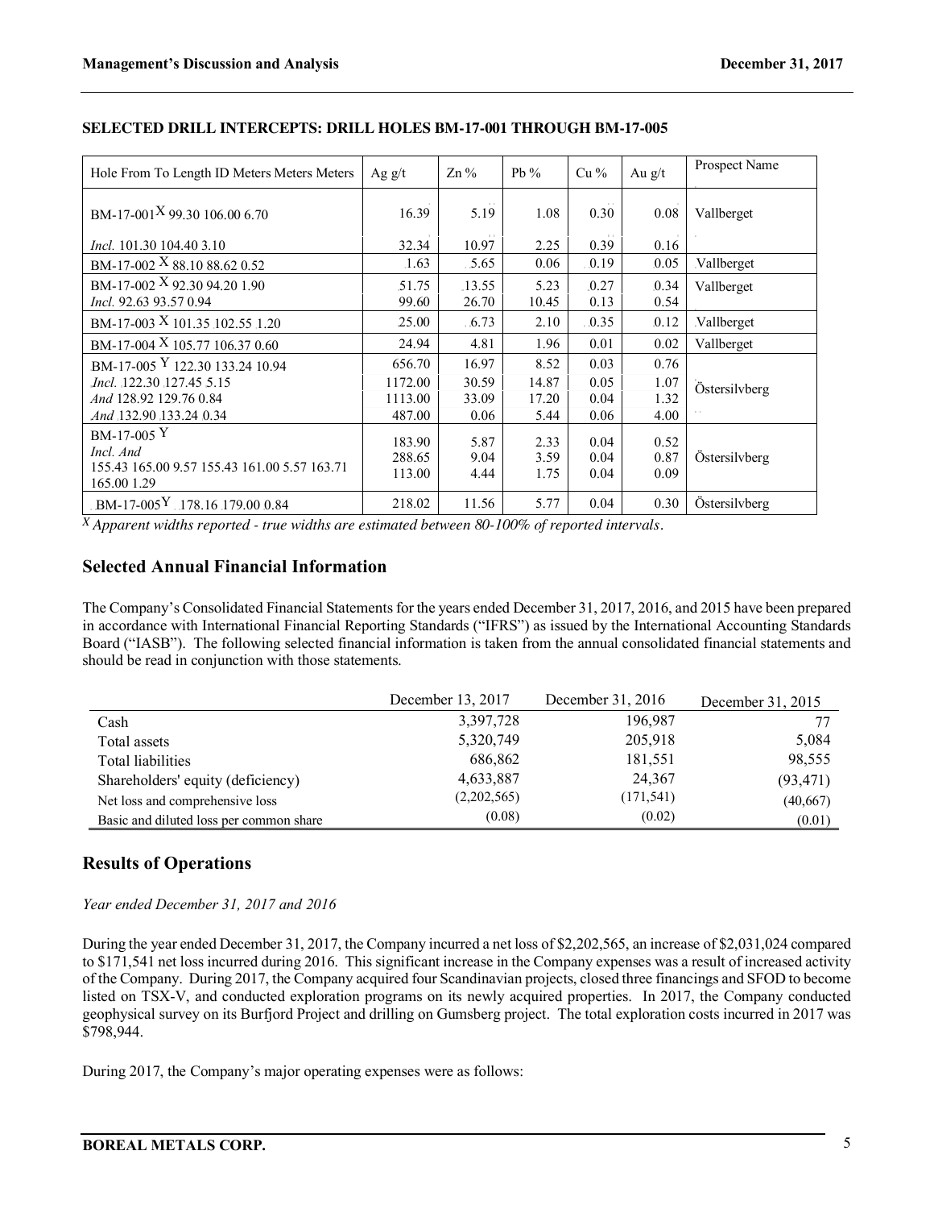**SELECTED DRILL INTERCEPTS: DRILL HOLES BM-17-001 THROUGH BM-17-005**

| Hole From To Length ID Meters Meters Meters | Ag g/t | Zn % | Pb % | Cu % | Au g/t | Prospect Name |
|---|---|---|---|---|---|---|
| BM-17-001X 99.30 106.00 6.70 | 16.39 | 5.19 | 1.08 | 0.30 | 0.08 | Vallberget |
| *Incl.* 101.30 104.40 3.10 | 32.34 | 10.97 | 2.25 | 0.39 | 0.16 | |
| BM-17-002 X 88.10 88.62 0.52 | 1.63 | 5.65 | 0.06 | 0.19 | 0.05 | Vallberget |
| BM-17-002 X 92.30 94.20 1.90 | 51.75 | 13.55 | 5.23 | 0.27 | 0.34 | Vallberget |
| *Incl.* 92.63 93.57 0.94 | 99.60 | 26.70 | 10.45 | 0.13 | 0.54 | |
| BM-17-003 X 101.35 102.55 1.20 | 25.00 | 6.73 | 2.10 | 0.35 | 0.12 | Vallberget |
| BM-17-004 X 105.77 106.37 0.60 | 24.94 | 4.81 | 1.96 | 0.01 | 0.02 | Vallberget |
| BM-17-005 Y 122.30 133.24 10.94 | 656.70 | 16.97 | 8.52 | 0.03 | 0.76 | Östersilvberg |
| *Incl.* 122.30 127.45 5.15 | 1172.00 | 30.59 | 14.87 | 0.05 | 1.07 | |
| *And* 128.92 129.76 0.84 | 1113.00 | 33.09 | 17.20 | 0.04 | 1.32 | |
| *And* 132.90 133.24 0.34 | 487.00 | 0.06 | 5.44 | 0.06 | 4.00 | |
| BM-17-005 Y 155.43 165.00 9.57 | 183.90 | 5.87 | 2.33 | 0.04 | 0.52 | Östersilvberg |
| *Incl.* 155.43 161.00 5.57 | 288.65 | 9.04 | 3.59 | 0.04 | 0.87 | |
| *And* 163.71 165.00 1.29 | 113.00 | 4.44 | 1.75 | 0.04 | 0.09 | |
| BM-17-005Y 178.16 179.00 0.84 | 218.02 | 11.56 | 5.77 | 0.04 | 0.30 | Östersilvberg |

X *Apparent widths reported - true widths are estimated between 80-100% of reported intervals.*

## Selected Annual Financial Information

The Company's Consolidated Financial Statements for the years ended December 31, 2017, 2016, and 2015 have been prepared in accordance with International Financial Reporting Standards ("IFRS") as issued by the International Accounting Standards Board ("IASB"). The following selected financial information is taken from the annual consolidated financial statements and should be read in conjunction with those statements.

| | December 13, 2017 | December 31, 2016 | December 31, 2015 |
|---|---|---|---|
| Cash | 3,397,728 | 196,987 | 77 |
| Total assets | 5,320,749 | 205,918 | 5,084 |
| Total liabilities | 686,862 | 181,551 | 98,555 |
| Shareholders' equity (deficiency) | 4,633,887 | 24,367 | (93,471) |
| Net loss and comprehensive loss | (2,202,565) | (171,541) | (40,667) |
| Basic and diluted loss per common share | (0.08) | (0.02) | (0.01) |

## Results of Operations

*Year ended December 31, 2017 and 2016*

During the year ended December 31, 2017, the Company incurred a net loss of $2,202,565, an increase of $2,031,024 compared to $171,541 net loss incurred during 2016. This significant increase in the Company expenses was a result of increased activity of the Company. During 2017, the Company acquired four Scandinavian projects, closed three financings and SFOD to become listed on TSX-V, and conducted exploration programs on its newly acquired properties. In 2017, the Company conducted geophysical survey on its Burfjord Project and drilling on Gumsberg project. The total exploration costs incurred in 2017 was $798,944.

During 2017, the Company's major operating expenses were as follows: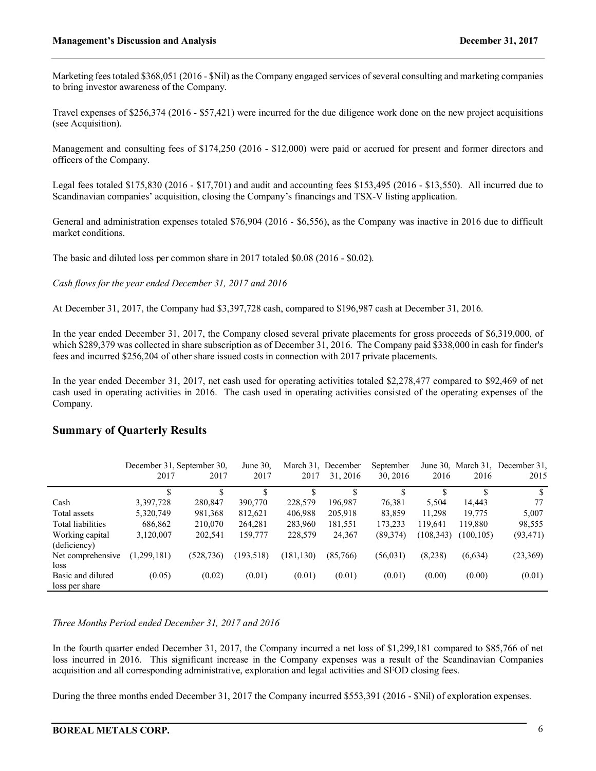Marketing fees totaled $368,051 (2016 - $Nil) as the Company engaged services of several consulting and marketing companies to bring investor awareness of the Company.

Travel expenses of $256,374 (2016 - $57,421) were incurred for the due diligence work done on the new project acquisitions (see Acquisition).

Management and consulting fees of $174,250 (2016 - $12,000) were paid or accrued for present and former directors and officers of the Company.

Legal fees totaled $175,830 (2016 - $17,701) and audit and accounting fees $153,495 (2016 - $13,550). All incurred due to Scandinavian companies' acquisition, closing the Company's financings and TSX-V listing application.

General and administration expenses totaled $76,904 (2016 - $6,556), as the Company was inactive in 2016 due to difficult market conditions.

The basic and diluted loss per common share in 2017 totaled $0.08 (2016 - $0.02).

*Cash flows for the year ended December 31, 2017 and 2016*

At December 31, 2017, the Company had $3,397,728 cash, compared to $196,987 cash at December 31, 2016.

In the year ended December 31, 2017, the Company closed several private placements for gross proceeds of $6,319,000, of which $289,379 was collected in share subscription as of December 31, 2016. The Company paid $338,000 in cash for finder's fees and incurred $256,204 of other share issued costs in connection with 2017 private placements.

In the year ended December 31, 2017, net cash used for operating activities totaled $2,278,477 compared to $92,469 of net cash used in operating activities in 2016. The cash used in operating activities consisted of the operating expenses of the Company.

## Summary of Quarterly Results

| | December 31, 2017 | September 30, 2017 | June 30, 2017 | March 31, 2017 | December 31, 2016 | September 30, 2016 | June 30, 2016 | March 31, 2016 | December 31, 2015 |
|---|---|---|---|---|---|---|---|---|---|
| | $ | $ | $ | $ | $ | $ | $ | $ | $ |
| Cash | 3,397,728 | 280,847 | 390,770 | 228,579 | 196,987 | 76,381 | 5,504 | 14,443 | 77 |
| Total assets | 5,320,749 | 981,368 | 812,621 | 406,988 | 205,918 | 83,859 | 11,298 | 19,775 | 5,007 |
| Total liabilities | 686,862 | 210,070 | 264,281 | 283,960 | 181,551 | 173,233 | 119,641 | 119,880 | 98,555 |
| Working capital (deficiency) | 3,120,007 | 202,541 | 159,777 | 228,579 | 24,367 | (89,374) | (108,343) | (100,105) | (93,471) |
| Net comprehensive loss | (1,299,181) | (528,736) | (193,518) | (181,130) | (85,766) | (56,031) | (8,238) | (6,634) | (23,369) |
| Basic and diluted loss per share | (0.05) | (0.02) | (0.01) | (0.01) | (0.01) | (0.01) | (0.00) | (0.00) | (0.01) |

*Three Months Period ended December 31, 2017 and 2016*

In the fourth quarter ended December 31, 2017, the Company incurred a net loss of $1,299,181 compared to $85,766 of net loss incurred in 2016. This significant increase in the Company expenses was a result of the Scandinavian Companies acquisition and all corresponding administrative, exploration and legal activities and SFOD closing fees.

During the three months ended December 31, 2017 the Company incurred $553,391 (2016 - $Nil) of exploration expenses.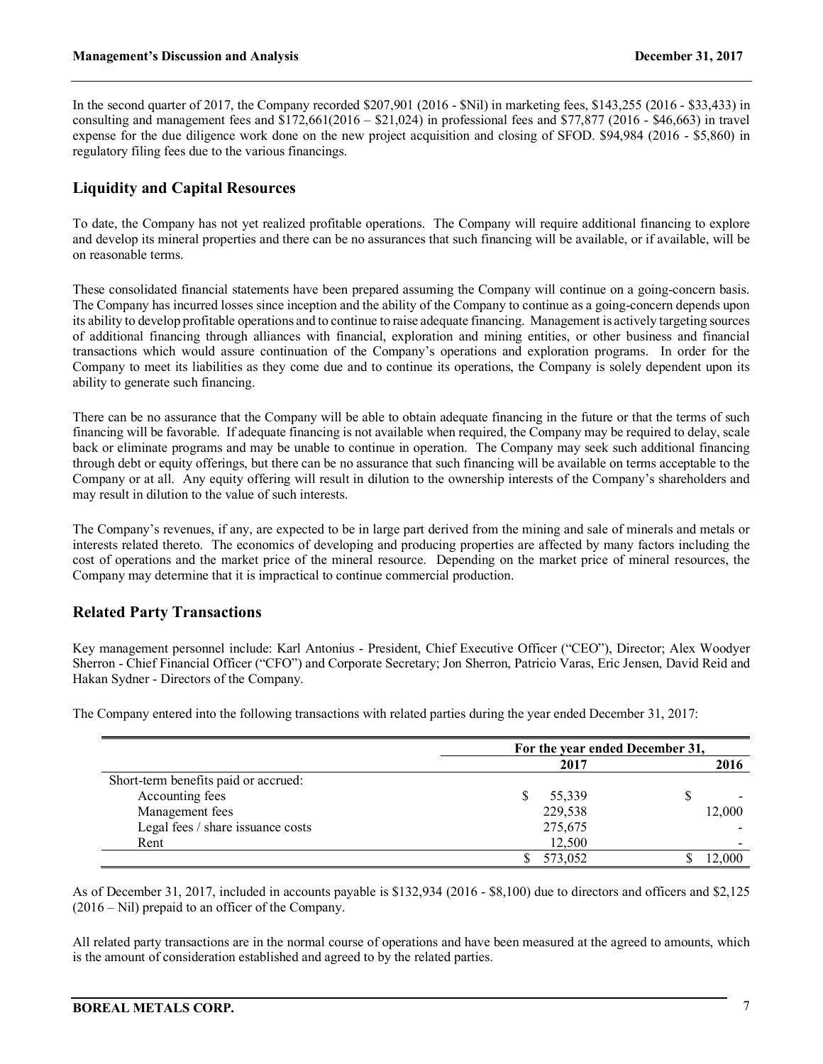In the second quarter of 2017, the Company recorded $207,901 (2016 - $Nil) in marketing fees, $143,255 (2016 - $33,433) in consulting and management fees and $172,661(2016 – $21,024) in professional fees and $77,877 (2016 - $46,663) in travel expense for the due diligence work done on the new project acquisition and closing of SFOD. $94,984 (2016 - $5,860) in regulatory filing fees due to the various financings.

## Liquidity and Capital Resources

To date, the Company has not yet realized profitable operations. The Company will require additional financing to explore and develop its mineral properties and there can be no assurances that such financing will be available, or if available, will be on reasonable terms.

These consolidated financial statements have been prepared assuming the Company will continue on a going-concern basis. The Company has incurred losses since inception and the ability of the Company to continue as a going-concern depends upon its ability to develop profitable operations and to continue to raise adequate financing. Management is actively targeting sources of additional financing through alliances with financial, exploration and mining entities, or other business and financial transactions which would assure continuation of the Company's operations and exploration programs. In order for the Company to meet its liabilities as they come due and to continue its operations, the Company is solely dependent upon its ability to generate such financing.

There can be no assurance that the Company will be able to obtain adequate financing in the future or that the terms of such financing will be favorable. If adequate financing is not available when required, the Company may be required to delay, scale back or eliminate programs and may be unable to continue in operation. The Company may seek such additional financing through debt or equity offerings, but there can be no assurance that such financing will be available on terms acceptable to the Company or at all. Any equity offering will result in dilution to the ownership interests of the Company's shareholders and may result in dilution to the value of such interests.

The Company's revenues, if any, are expected to be in large part derived from the mining and sale of minerals and metals or interests related thereto. The economics of developing and producing properties are affected by many factors including the cost of operations and the market price of the mineral resource. Depending on the market price of mineral resources, the Company may determine that it is impractical to continue commercial production.

## Related Party Transactions

Key management personnel include: Karl Antonius - President, Chief Executive Officer ("CEO"), Director; Alex Woodyer Sherron - Chief Financial Officer ("CFO") and Corporate Secretary; Jon Sherron, Patricio Varas, Eric Jensen, David Reid and Hakan Sydner - Directors of the Company.

The Company entered into the following transactions with related parties during the year ended December 31, 2017:

| | For the year ended December 31, | |
|---|---|---|
| | 2017 | 2016 |
| Short-term benefits paid or accrued: | | |
| Accounting fees | $ 55,339 | $ - |
| Management fees | 229,538 | 12,000 |
| Legal fees / share issuance costs | 275,675 | - |
| Rent | 12,500 | - |
| | $ 573,052 | $ 12,000 |

As of December 31, 2017, included in accounts payable is $132,934 (2016 - $8,100) due to directors and officers and $2,125 (2016 – Nil) prepaid to an officer of the Company.

All related party transactions are in the normal course of operations and have been measured at the agreed to amounts, which is the amount of consideration established and agreed to by the related parties.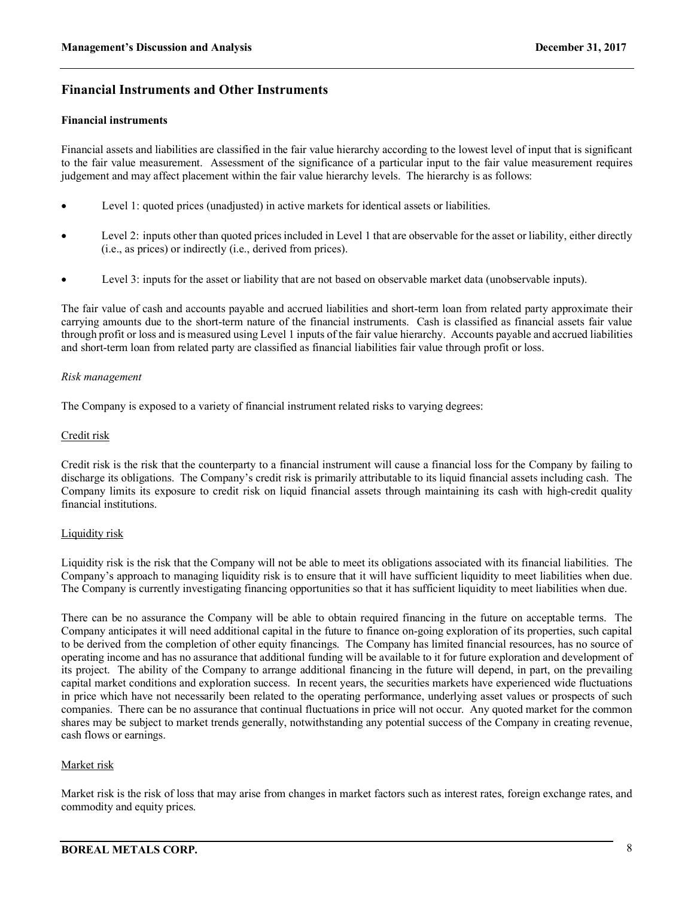## Financial Instruments and Other Instruments

### Financial instruments

Financial assets and liabilities are classified in the fair value hierarchy according to the lowest level of input that is significant to the fair value measurement. Assessment of the significance of a particular input to the fair value measurement requires judgement and may affect placement within the fair value hierarchy levels. The hierarchy is as follows:

- Level 1: quoted prices (unadjusted) in active markets for identical assets or liabilities.
- Level 2: inputs other than quoted prices included in Level 1 that are observable for the asset or liability, either directly (i.e., as prices) or indirectly (i.e., derived from prices).
- Level 3: inputs for the asset or liability that are not based on observable market data (unobservable inputs).

The fair value of cash and accounts payable and accrued liabilities and short-term loan from related party approximate their carrying amounts due to the short-term nature of the financial instruments. Cash is classified as financial assets fair value through profit or loss and is measured using Level 1 inputs of the fair value hierarchy. Accounts payable and accrued liabilities and short-term loan from related party are classified as financial liabilities fair value through profit or loss.

*Risk management*

The Company is exposed to a variety of financial instrument related risks to varying degrees:

Credit risk

Credit risk is the risk that the counterparty to a financial instrument will cause a financial loss for the Company by failing to discharge its obligations. The Company's credit risk is primarily attributable to its liquid financial assets including cash. The Company limits its exposure to credit risk on liquid financial assets through maintaining its cash with high-credit quality financial institutions.

Liquidity risk

Liquidity risk is the risk that the Company will not be able to meet its obligations associated with its financial liabilities. The Company's approach to managing liquidity risk is to ensure that it will have sufficient liquidity to meet liabilities when due. The Company is currently investigating financing opportunities so that it has sufficient liquidity to meet liabilities when due.

There can be no assurance the Company will be able to obtain required financing in the future on acceptable terms. The Company anticipates it will need additional capital in the future to finance on-going exploration of its properties, such capital to be derived from the completion of other equity financings. The Company has limited financial resources, has no source of operating income and has no assurance that additional funding will be available to it for future exploration and development of its project. The ability of the Company to arrange additional financing in the future will depend, in part, on the prevailing capital market conditions and exploration success. In recent years, the securities markets have experienced wide fluctuations in price which have not necessarily been related to the operating performance, underlying asset values or prospects of such companies. There can be no assurance that continual fluctuations in price will not occur. Any quoted market for the common shares may be subject to market trends generally, notwithstanding any potential success of the Company in creating revenue, cash flows or earnings.

Market risk

Market risk is the risk of loss that may arise from changes in market factors such as interest rates, foreign exchange rates, and commodity and equity prices.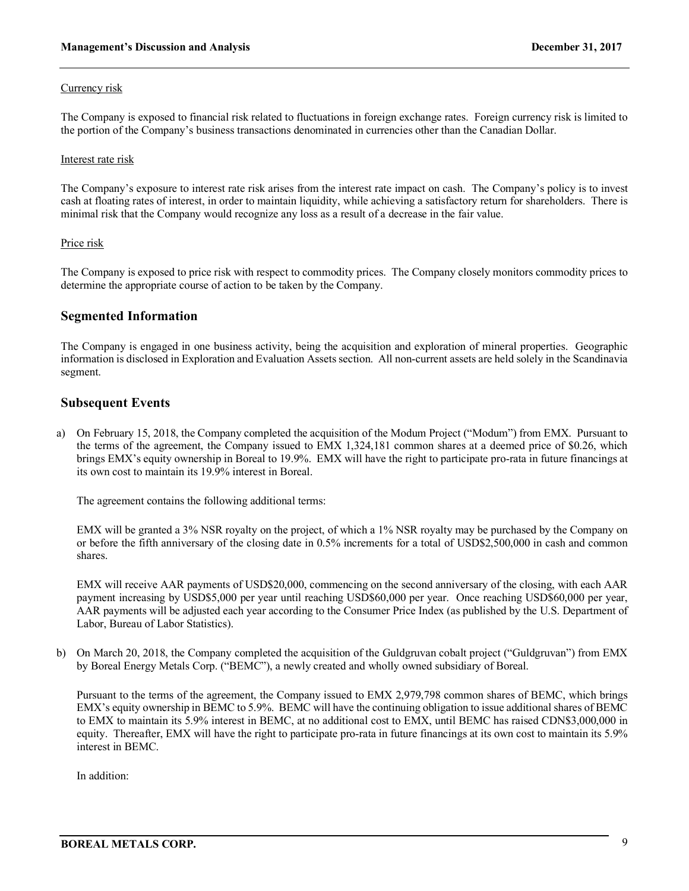Currency risk

The Company is exposed to financial risk related to fluctuations in foreign exchange rates. Foreign currency risk is limited to the portion of the Company's business transactions denominated in currencies other than the Canadian Dollar.

Interest rate risk

The Company's exposure to interest rate risk arises from the interest rate impact on cash. The Company's policy is to invest cash at floating rates of interest, in order to maintain liquidity, while achieving a satisfactory return for shareholders. There is minimal risk that the Company would recognize any loss as a result of a decrease in the fair value.

Price risk

The Company is exposed to price risk with respect to commodity prices. The Company closely monitors commodity prices to determine the appropriate course of action to be taken by the Company.

## Segmented Information

The Company is engaged in one business activity, being the acquisition and exploration of mineral properties. Geographic information is disclosed in Exploration and Evaluation Assets section. All non-current assets are held solely in the Scandinavia segment.

## Subsequent Events

a) On February 15, 2018, the Company completed the acquisition of the Modum Project ("Modum") from EMX. Pursuant to the terms of the agreement, the Company issued to EMX 1,324,181 common shares at a deemed price of $0.26, which brings EMX's equity ownership in Boreal to 19.9%. EMX will have the right to participate pro-rata in future financings at its own cost to maintain its 19.9% interest in Boreal.

   The agreement contains the following additional terms:

   EMX will be granted a 3% NSR royalty on the project, of which a 1% NSR royalty may be purchased by the Company on or before the fifth anniversary of the closing date in 0.5% increments for a total of USD$2,500,000 in cash and common shares.

   EMX will receive AAR payments of USD$20,000, commencing on the second anniversary of the closing, with each AAR payment increasing by USD$5,000 per year until reaching USD$60,000 per year. Once reaching USD$60,000 per year, AAR payments will be adjusted each year according to the Consumer Price Index (as published by the U.S. Department of Labor, Bureau of Labor Statistics).

b) On March 20, 2018, the Company completed the acquisition of the Guldgruvan cobalt project ("Guldgruvan") from EMX by Boreal Energy Metals Corp. ("BEMC"), a newly created and wholly owned subsidiary of Boreal.

   Pursuant to the terms of the agreement, the Company issued to EMX 2,979,798 common shares of BEMC, which brings EMX's equity ownership in BEMC to 5.9%. BEMC will have the continuing obligation to issue additional shares of BEMC to EMX to maintain its 5.9% interest in BEMC, at no additional cost to EMX, until BEMC has raised CDN$3,000,000 in equity. Thereafter, EMX will have the right to participate pro-rata in future financings at its own cost to maintain its 5.9% interest in BEMC.

   In addition: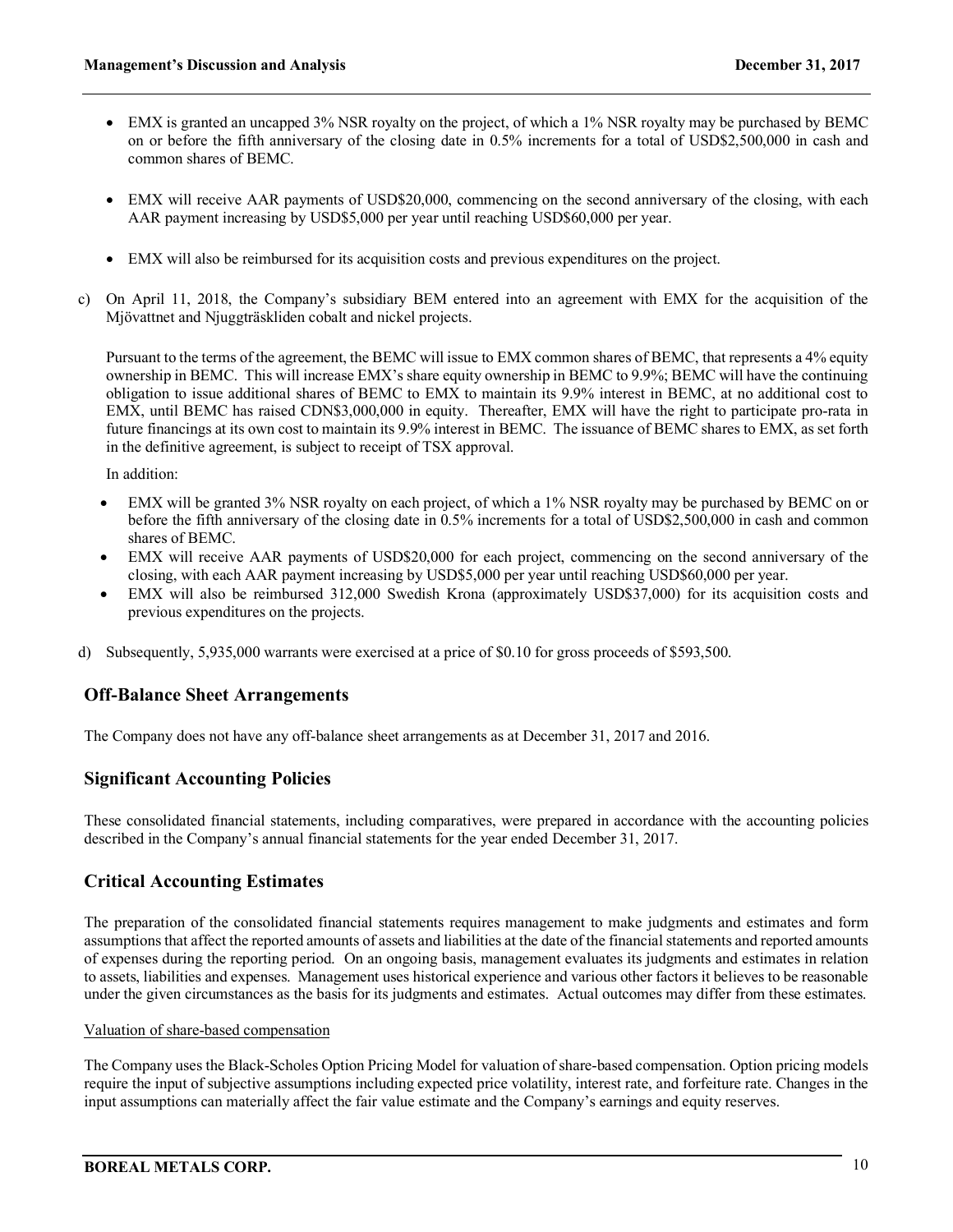- EMX is granted an uncapped 3% NSR royalty on the project, of which a 1% NSR royalty may be purchased by BEMC on or before the fifth anniversary of the closing date in 0.5% increments for a total of USD$2,500,000 in cash and common shares of BEMC.

- EMX will receive AAR payments of USD$20,000, commencing on the second anniversary of the closing, with each AAR payment increasing by USD$5,000 per year until reaching USD$60,000 per year.

- EMX will also be reimbursed for its acquisition costs and previous expenditures on the project.

c) On April 11, 2018, the Company's subsidiary BEM entered into an agreement with EMX for the acquisition of the Mjövattnet and Njuggträskliden cobalt and nickel projects.

Pursuant to the terms of the agreement, the BEMC will issue to EMX common shares of BEMC, that represents a 4% equity ownership in BEMC. This will increase EMX's share equity ownership in BEMC to 9.9%; BEMC will have the continuing obligation to issue additional shares of BEMC to EMX to maintain its 9.9% interest in BEMC, at no additional cost to EMX, until BEMC has raised CDN$3,000,000 in equity. Thereafter, EMX will have the right to participate pro-rata in future financings at its own cost to maintain its 9.9% interest in BEMC. The issuance of BEMC shares to EMX, as set forth in the definitive agreement, is subject to receipt of TSX approval.

In addition:

- EMX will be granted 3% NSR royalty on each project, of which a 1% NSR royalty may be purchased by BEMC on or before the fifth anniversary of the closing date in 0.5% increments for a total of USD$2,500,000 in cash and common shares of BEMC.
- EMX will receive AAR payments of USD$20,000 for each project, commencing on the second anniversary of the closing, with each AAR payment increasing by USD$5,000 per year until reaching USD$60,000 per year.
- EMX will also be reimbursed 312,000 Swedish Krona (approximately USD$37,000) for its acquisition costs and previous expenditures on the projects.

d) Subsequently, 5,935,000 warrants were exercised at a price of $0.10 for gross proceeds of $593,500.

## Off-Balance Sheet Arrangements

The Company does not have any off-balance sheet arrangements as at December 31, 2017 and 2016.

## Significant Accounting Policies

These consolidated financial statements, including comparatives, were prepared in accordance with the accounting policies described in the Company's annual financial statements for the year ended December 31, 2017.

## Critical Accounting Estimates

The preparation of the consolidated financial statements requires management to make judgments and estimates and form assumptions that affect the reported amounts of assets and liabilities at the date of the financial statements and reported amounts of expenses during the reporting period. On an ongoing basis, management evaluates its judgments and estimates in relation to assets, liabilities and expenses. Management uses historical experience and various other factors it believes to be reasonable under the given circumstances as the basis for its judgments and estimates. Actual outcomes may differ from these estimates.

Valuation of share-based compensation

The Company uses the Black-Scholes Option Pricing Model for valuation of share-based compensation. Option pricing models require the input of subjective assumptions including expected price volatility, interest rate, and forfeiture rate. Changes in the input assumptions can materially affect the fair value estimate and the Company's earnings and equity reserves.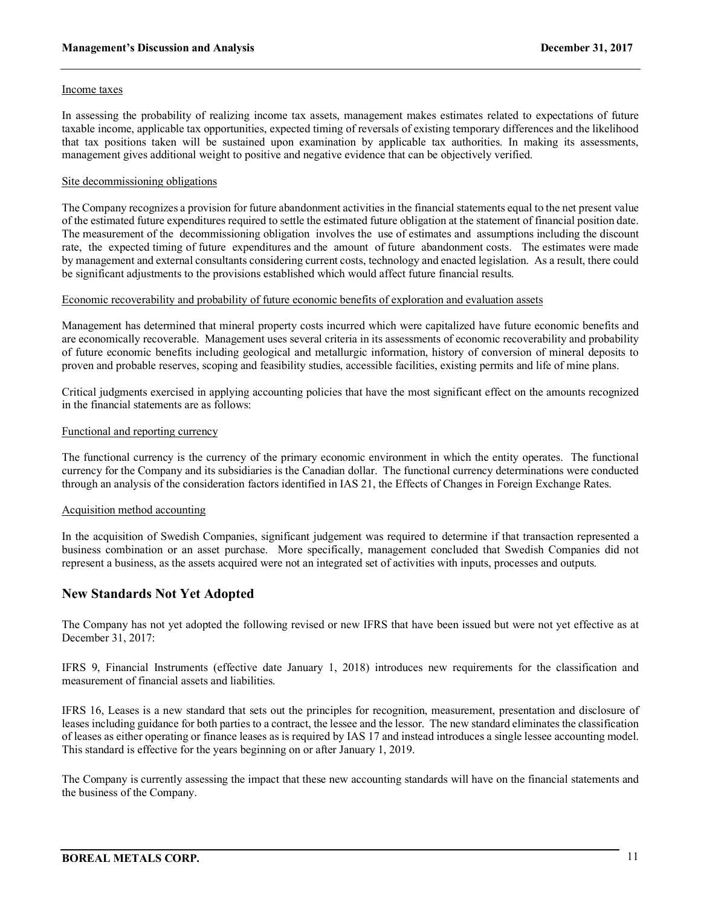Income taxes

In assessing the probability of realizing income tax assets, management makes estimates related to expectations of future taxable income, applicable tax opportunities, expected timing of reversals of existing temporary differences and the likelihood that tax positions taken will be sustained upon examination by applicable tax authorities. In making its assessments, management gives additional weight to positive and negative evidence that can be objectively verified.

Site decommissioning obligations

The Company recognizes a provision for future abandonment activities in the financial statements equal to the net present value of the estimated future expenditures required to settle the estimated future obligation at the statement of financial position date. The measurement of the decommissioning obligation involves the use of estimates and assumptions including the discount rate, the expected timing of future expenditures and the amount of future abandonment costs. The estimates were made by management and external consultants considering current costs, technology and enacted legislation. As a result, there could be significant adjustments to the provisions established which would affect future financial results.

Economic recoverability and probability of future economic benefits of exploration and evaluation assets

Management has determined that mineral property costs incurred which were capitalized have future economic benefits and are economically recoverable. Management uses several criteria in its assessments of economic recoverability and probability of future economic benefits including geological and metallurgic information, history of conversion of mineral deposits to proven and probable reserves, scoping and feasibility studies, accessible facilities, existing permits and life of mine plans.

Critical judgments exercised in applying accounting policies that have the most significant effect on the amounts recognized in the financial statements are as follows:

Functional and reporting currency

The functional currency is the currency of the primary economic environment in which the entity operates. The functional currency for the Company and its subsidiaries is the Canadian dollar. The functional currency determinations were conducted through an analysis of the consideration factors identified in IAS 21, the Effects of Changes in Foreign Exchange Rates.

Acquisition method accounting

In the acquisition of Swedish Companies, significant judgement was required to determine if that transaction represented a business combination or an asset purchase. More specifically, management concluded that Swedish Companies did not represent a business, as the assets acquired were not an integrated set of activities with inputs, processes and outputs.

## New Standards Not Yet Adopted

The Company has not yet adopted the following revised or new IFRS that have been issued but were not yet effective as at December 31, 2017:

IFRS 9, Financial Instruments (effective date January 1, 2018) introduces new requirements for the classification and measurement of financial assets and liabilities.

IFRS 16, Leases is a new standard that sets out the principles for recognition, measurement, presentation and disclosure of leases including guidance for both parties to a contract, the lessee and the lessor. The new standard eliminates the classification of leases as either operating or finance leases as is required by IAS 17 and instead introduces a single lessee accounting model. This standard is effective for the years beginning on or after January 1, 2019.

The Company is currently assessing the impact that these new accounting standards will have on the financial statements and the business of the Company.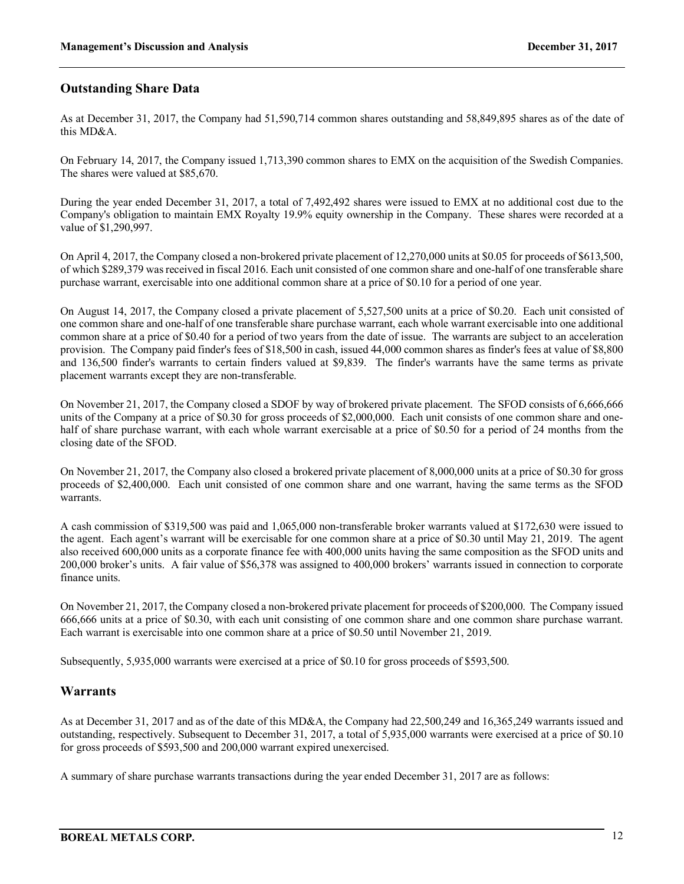## Outstanding Share Data

As at December 31, 2017, the Company had 51,590,714 common shares outstanding and 58,849,895 shares as of the date of this MD&A.

On February 14, 2017, the Company issued 1,713,390 common shares to EMX on the acquisition of the Swedish Companies. The shares were valued at $85,670.

During the year ended December 31, 2017, a total of 7,492,492 shares were issued to EMX at no additional cost due to the Company's obligation to maintain EMX Royalty 19.9% equity ownership in the Company. These shares were recorded at a value of $1,290,997.

On April 4, 2017, the Company closed a non-brokered private placement of 12,270,000 units at $0.05 for proceeds of $613,500, of which $289,379 was received in fiscal 2016. Each unit consisted of one common share and one-half of one transferable share purchase warrant, exercisable into one additional common share at a price of $0.10 for a period of one year.

On August 14, 2017, the Company closed a private placement of 5,527,500 units at a price of $0.20. Each unit consisted of one common share and one-half of one transferable share purchase warrant, each whole warrant exercisable into one additional common share at a price of $0.40 for a period of two years from the date of issue. The warrants are subject to an acceleration provision. The Company paid finder's fees of $18,500 in cash, issued 44,000 common shares as finder's fees at value of $8,800 and 136,500 finder's warrants to certain finders valued at $9,839. The finder's warrants have the same terms as private placement warrants except they are non-transferable.

On November 21, 2017, the Company closed a SDOF by way of brokered private placement. The SFOD consists of 6,666,666 units of the Company at a price of $0.30 for gross proceeds of $2,000,000. Each unit consists of one common share and one-half of share purchase warrant, with each whole warrant exercisable at a price of $0.50 for a period of 24 months from the closing date of the SFOD.

On November 21, 2017, the Company also closed a brokered private placement of 8,000,000 units at a price of $0.30 for gross proceeds of $2,400,000. Each unit consisted of one common share and one warrant, having the same terms as the SFOD warrants.

A cash commission of $319,500 was paid and 1,065,000 non-transferable broker warrants valued at $172,630 were issued to the agent. Each agent's warrant will be exercisable for one common share at a price of $0.30 until May 21, 2019. The agent also received 600,000 units as a corporate finance fee with 400,000 units having the same composition as the SFOD units and 200,000 broker's units. A fair value of $56,378 was assigned to 400,000 brokers' warrants issued in connection to corporate finance units.

On November 21, 2017, the Company closed a non-brokered private placement for proceeds of $200,000. The Company issued 666,666 units at a price of $0.30, with each unit consisting of one common share and one common share purchase warrant. Each warrant is exercisable into one common share at a price of $0.50 until November 21, 2019.

Subsequently, 5,935,000 warrants were exercised at a price of $0.10 for gross proceeds of $593,500.

## Warrants

As at December 31, 2017 and as of the date of this MD&A, the Company had 22,500,249 and 16,365,249 warrants issued and outstanding, respectively. Subsequent to December 31, 2017, a total of 5,935,000 warrants were exercised at a price of $0.10 for gross proceeds of $593,500 and 200,000 warrant expired unexercised.

A summary of share purchase warrants transactions during the year ended December 31, 2017 are as follows: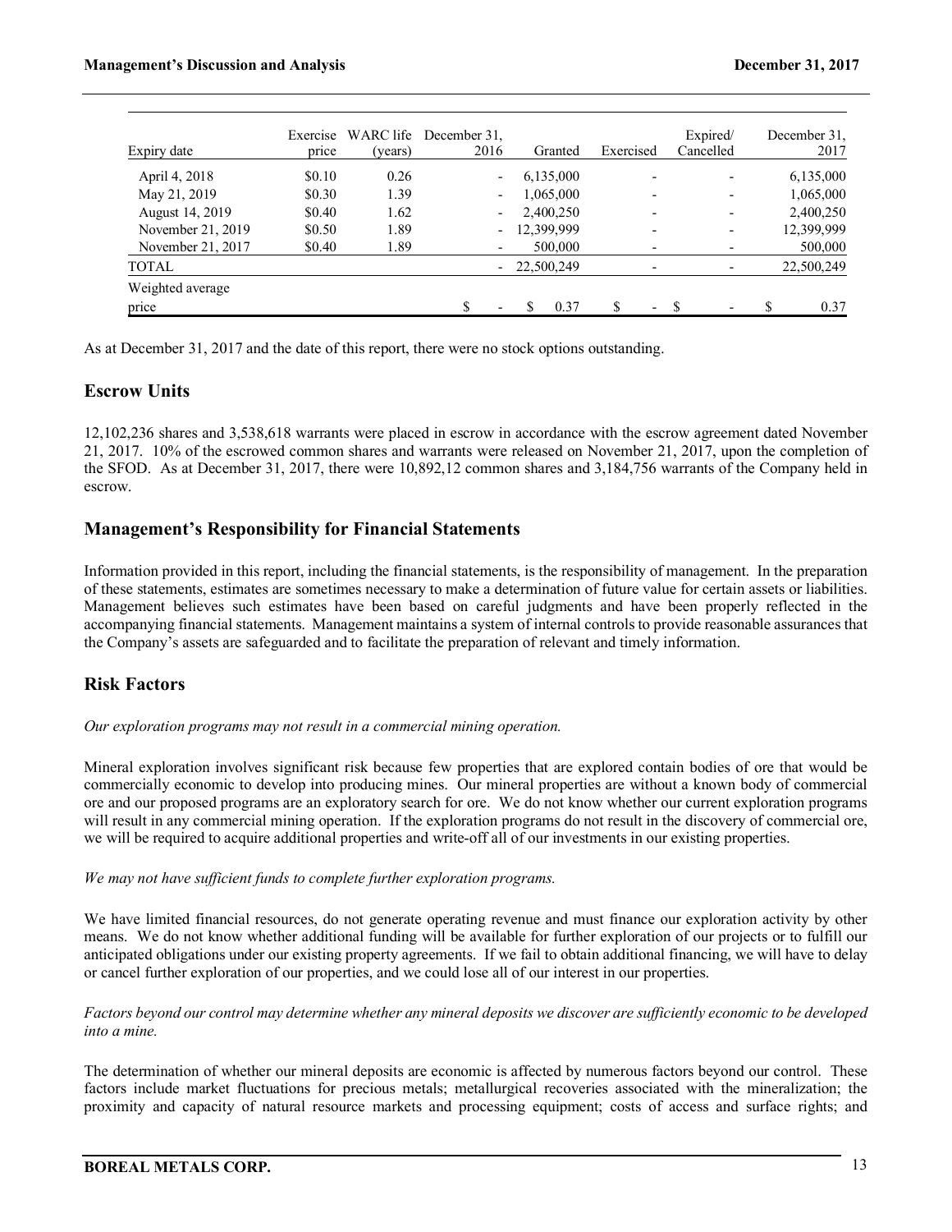| Expiry date | Exercise price | WARC life (years) | December 31, 2016 | Granted | Exercised | Expired/ Cancelled | December 31, 2017 |
|---|---|---|---|---|---|---|---|
| April 4, 2018 | $0.10 | 0.26 | - | 6,135,000 | - | - | 6,135,000 |
| May 21, 2019 | $0.30 | 1.39 | - | 1,065,000 | - | - | 1,065,000 |
| August 14, 2019 | $0.40 | 1.62 | - | 2,400,250 | - | - | 2,400,250 |
| November 21, 2019 | $0.50 | 1.89 | - | 12,399,999 | - | - | 12,399,999 |
| November 21, 2017 | $0.40 | 1.89 | - | 500,000 | - | - | 500,000 |
| TOTAL | | | - | 22,500,249 | - | - | 22,500,249 |
| Weighted average price | | | $ - | $ 0.37 | $ - | $ - | $ 0.37 |

As at December 31, 2017 and the date of this report, there were no stock options outstanding.

## Escrow Units

12,102,236 shares and 3,538,618 warrants were placed in escrow in accordance with the escrow agreement dated November 21, 2017. 10% of the escrowed common shares and warrants were released on November 21, 2017, upon the completion of the SFOD. As at December 31, 2017, there were 10,892,12 common shares and 3,184,756 warrants of the Company held in escrow.

## Management's Responsibility for Financial Statements

Information provided in this report, including the financial statements, is the responsibility of management. In the preparation of these statements, estimates are sometimes necessary to make a determination of future value for certain assets or liabilities. Management believes such estimates have been based on careful judgments and have been properly reflected in the accompanying financial statements. Management maintains a system of internal controls to provide reasonable assurances that the Company's assets are safeguarded and to facilitate the preparation of relevant and timely information.

## Risk Factors

*Our exploration programs may not result in a commercial mining operation.*

Mineral exploration involves significant risk because few properties that are explored contain bodies of ore that would be commercially economic to develop into producing mines. Our mineral properties are without a known body of commercial ore and our proposed programs are an exploratory search for ore. We do not know whether our current exploration programs will result in any commercial mining operation. If the exploration programs do not result in the discovery of commercial ore, we will be required to acquire additional properties and write-off all of our investments in our existing properties.

*We may not have sufficient funds to complete further exploration programs.*

We have limited financial resources, do not generate operating revenue and must finance our exploration activity by other means. We do not know whether additional funding will be available for further exploration of our projects or to fulfill our anticipated obligations under our existing property agreements. If we fail to obtain additional financing, we will have to delay or cancel further exploration of our properties, and we could lose all of our interest in our properties.

*Factors beyond our control may determine whether any mineral deposits we discover are sufficiently economic to be developed into a mine.*

The determination of whether our mineral deposits are economic is affected by numerous factors beyond our control. These factors include market fluctuations for precious metals; metallurgical recoveries associated with the mineralization; the proximity and capacity of natural resource markets and processing equipment; costs of access and surface rights; and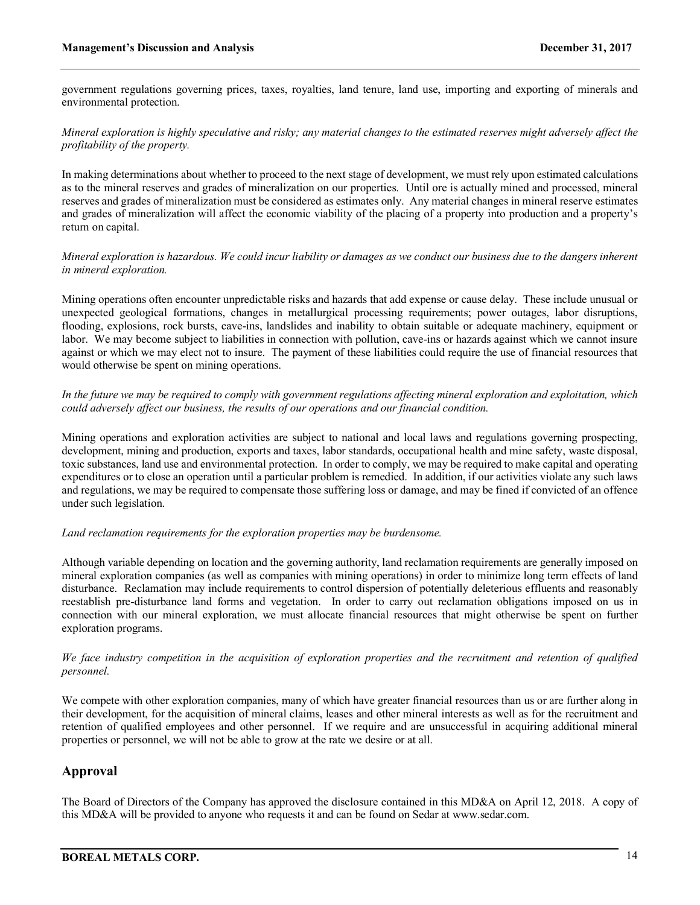government regulations governing prices, taxes, royalties, land tenure, land use, importing and exporting of minerals and environmental protection.

*Mineral exploration is highly speculative and risky; any material changes to the estimated reserves might adversely affect the profitability of the property.*

In making determinations about whether to proceed to the next stage of development, we must rely upon estimated calculations as to the mineral reserves and grades of mineralization on our properties. Until ore is actually mined and processed, mineral reserves and grades of mineralization must be considered as estimates only. Any material changes in mineral reserve estimates and grades of mineralization will affect the economic viability of the placing of a property into production and a property's return on capital.

*Mineral exploration is hazardous. We could incur liability or damages as we conduct our business due to the dangers inherent in mineral exploration.*

Mining operations often encounter unpredictable risks and hazards that add expense or cause delay. These include unusual or unexpected geological formations, changes in metallurgical processing requirements; power outages, labor disruptions, flooding, explosions, rock bursts, cave-ins, landslides and inability to obtain suitable or adequate machinery, equipment or labor. We may become subject to liabilities in connection with pollution, cave-ins or hazards against which we cannot insure against or which we may elect not to insure. The payment of these liabilities could require the use of financial resources that would otherwise be spent on mining operations.

*In the future we may be required to comply with government regulations affecting mineral exploration and exploitation, which could adversely affect our business, the results of our operations and our financial condition.*

Mining operations and exploration activities are subject to national and local laws and regulations governing prospecting, development, mining and production, exports and taxes, labor standards, occupational health and mine safety, waste disposal, toxic substances, land use and environmental protection. In order to comply, we may be required to make capital and operating expenditures or to close an operation until a particular problem is remedied. In addition, if our activities violate any such laws and regulations, we may be required to compensate those suffering loss or damage, and may be fined if convicted of an offence under such legislation.

*Land reclamation requirements for the exploration properties may be burdensome.*

Although variable depending on location and the governing authority, land reclamation requirements are generally imposed on mineral exploration companies (as well as companies with mining operations) in order to minimize long term effects of land disturbance. Reclamation may include requirements to control dispersion of potentially deleterious effluents and reasonably reestablish pre-disturbance land forms and vegetation. In order to carry out reclamation obligations imposed on us in connection with our mineral exploration, we must allocate financial resources that might otherwise be spent on further exploration programs.

*We face industry competition in the acquisition of exploration properties and the recruitment and retention of qualified personnel.*

We compete with other exploration companies, many of which have greater financial resources than us or are further along in their development, for the acquisition of mineral claims, leases and other mineral interests as well as for the recruitment and retention of qualified employees and other personnel. If we require and are unsuccessful in acquiring additional mineral properties or personnel, we will not be able to grow at the rate we desire or at all.

## Approval

The Board of Directors of the Company has approved the disclosure contained in this MD&A on April 12, 2018. A copy of this MD&A will be provided to anyone who requests it and can be found on Sedar at www.sedar.com.